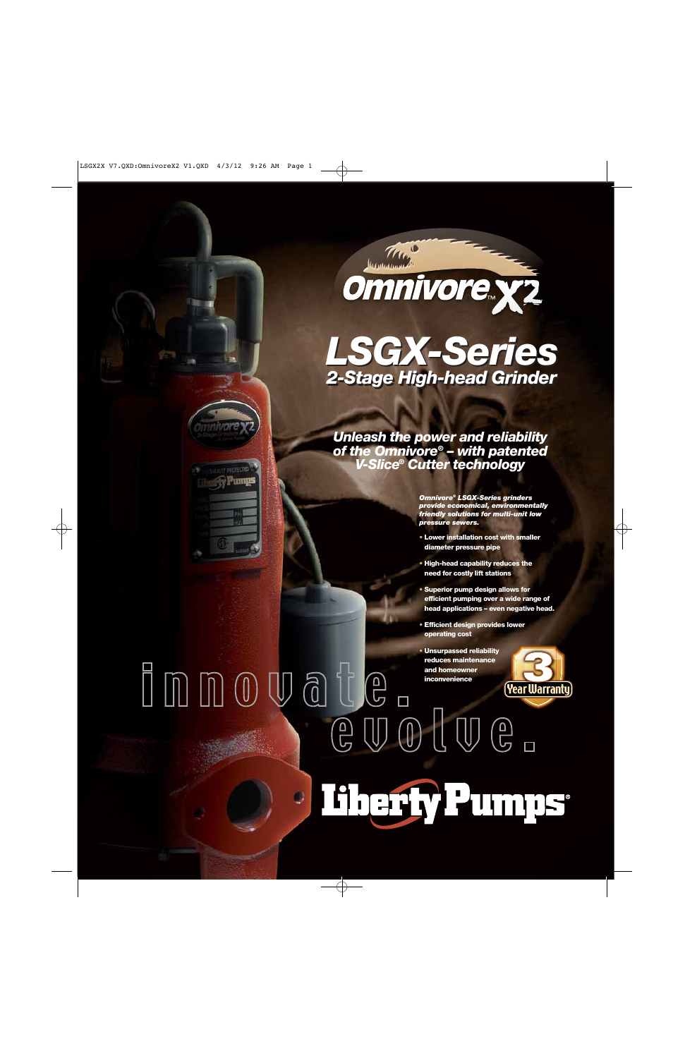# Omnivore X2™

# LSGX-Series

## 2-Stage High-head Grinder

### Unleash the power and reliability of the Omnivore® – with patented V-Slice® Cutter technology

***Omnivore® LSGX-Series grinders provide economical, environmentally friendly solutions for multi-unit low pressure sewers.***

- **Lower installation cost with smaller diameter pressure pipe**
- **High-head capability reduces the need for costly lift stations**
- **Superior pump design allows for efficient pumping over a wide range of head applications – even negative head.**
- **Efficient design provides lower operating cost**
- **Unsurpassed reliability reduces maintenance and homeowner inconvenience**

3 Year Warranty

innovate. evolve.

**Liberty Pumps®**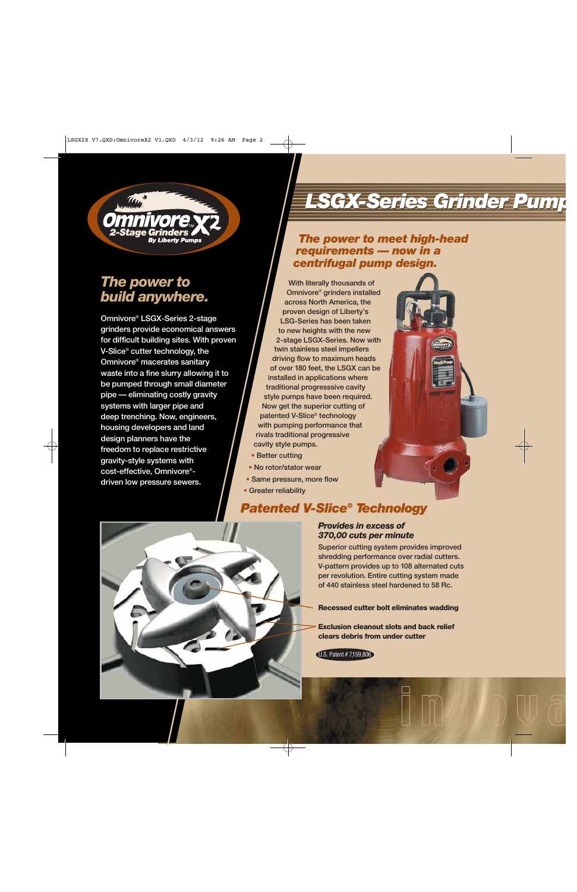Omnivore X2 2-Stage Grinders By Liberty Pumps

## The power to build anywhere.

Omnivore® LSGX-Series 2-stage grinders provide economical answers for difficult building sites. With proven V-Slice® cutter technology, the Omnivore® macerates sanitary waste into a fine slurry allowing it to be pumped through small diameter pipe — eliminating costly gravity systems with larger pipe and deep trenching. Now, engineers, housing developers and land design planners have the freedom to replace restrictive gravity-style systems with cost-effective, Omnivore®-driven low pressure sewers.

# LSGX-Series Grinder Pump

## The power to meet high-head requirements — now in a centrifugal pump design.

With literally thousands of Omnivore® grinders installed across North America, the proven design of Liberty's LSG-Series has been taken to new heights with the new 2-stage LSGX-Series. Now with twin stainless steel impellers driving flow to maximum heads of over 180 feet, the LSGX can be installed in applications where traditional progresssive cavity style pumps have been required. Now get the superior cutting of patented V-Slice® technology with pumping performance that rivals traditional progressive cavity style pumps.

- Better cutting
- No rotor/stator wear
- Same pressure, more flow
- Greater reliability

## Patented V-Slice® Technology

***Provides in excess of 370,00 cuts per minute***

Superior cutting system provides improved shredding performance over radial cutters. V-pattern provides up to 108 alternated cuts per revolution. Entire cutting system made of 440 stainless steel hardened to 58 Rc.

**Recessed cutter bolt eliminates wadding**

**Exclusion cleanout slots and back relief clears debris from under cutter**

U.S. Patent # 7,159,806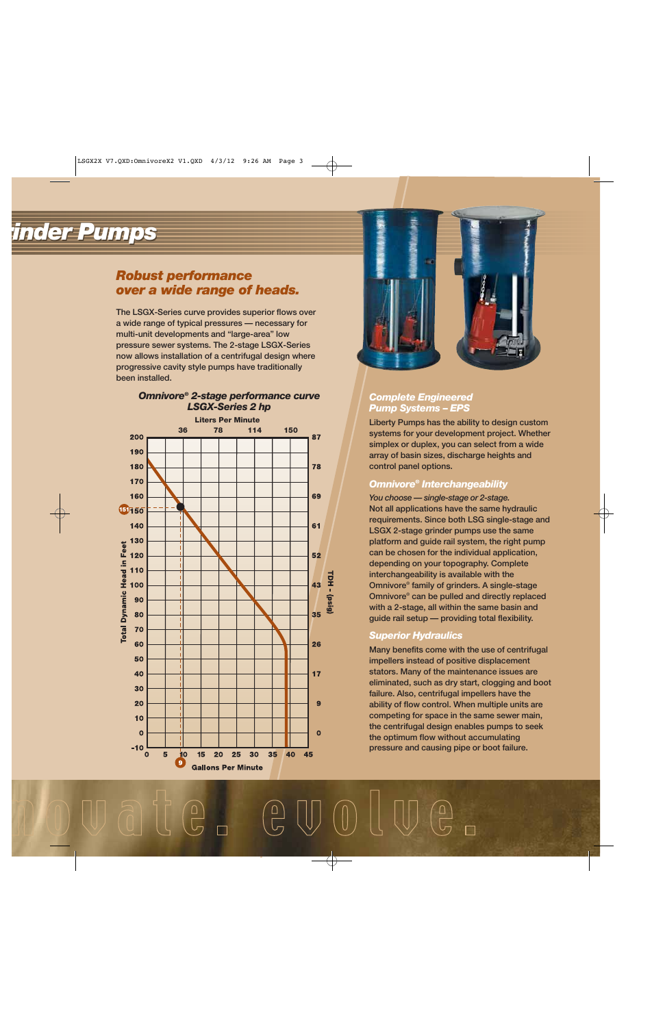# inder Pumps

## *Robust performance over a wide range of heads.*

The LSGX-Series curve provides superior flows over a wide range of typical pressures — necessary for multi-unit developments and "large-area" low pressure sewer systems. The 2-stage LSGX-Series now allows installation of a centrifugal design where progressive cavity style pumps have traditionally been installed.

### *Omnivore® 2-stage performance curve LSGX-Series 2 hp*

### *Complete Engineered Pump Systems – EPS*

Liberty Pumps has the ability to design custom systems for your development project. Whether simplex or duplex, you can select from a wide array of basin sizes, discharge heights and control panel options.

### *Omnivore® Interchangeability*

*You choose — single-stage or 2-stage.*

Not all applications have the same hydraulic requirements. Since both LSG single-stage and LSGX 2-stage grinder pumps use the same platform and guide rail system, the right pump can be chosen for the individual application, depending on your topography. Complete interchangeability is available with the Omnivore® family of grinders. A single-stage Omnivore® can be pulled and directly replaced with a 2-stage, all within the same basin and guide rail setup — providing total flexibility.

### *Superior Hydraulics*

Many benefits come with the use of centrifugal impellers instead of positive displacement stators. Many of the maintenance issues are eliminated, such as dry start, clogging and boot failure. Also, centrifugal impellers have the ability of flow control. When multiple units are competing for space in the same sewer main, the centrifugal design enables pumps to seek the optimum flow without accumulating pressure and causing pipe or boot failure.

innovate. evolve.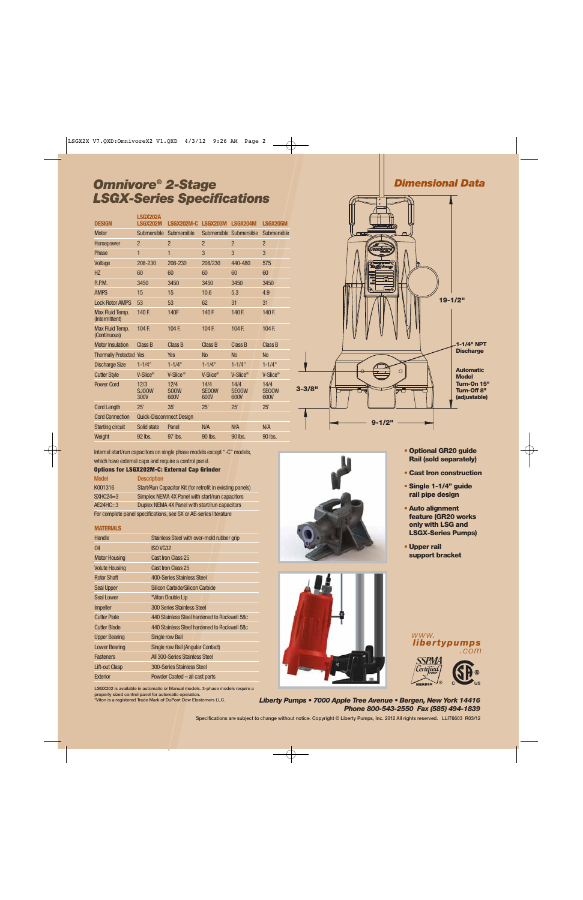# Omnivore® 2-Stage LSGX-Series Specifications

| DESIGN | LSGX202A LSGX202M | LSGX202M-C | LSGX203M | LSGX204M | LSGX205M |
|---|---|---|---|---|---|
| Motor | Submersible | Submersible | Submersible | Submersible | Submersible |
| Horsepower | 2 | 2 | 2 | 2 | 2 |
| Phase | 1 | 1 | 3 | 3 | 3 |
| Voltage | 208-230 | 208-230 | 208/230 | 440-480 | 575 |
| HZ | 60 | 60 | 60 | 60 | 60 |
| R.P.M. | 3450 | 3450 | 3450 | 3450 | 3450 |
| AMPS | 15 | 15 | 10.6 | 5.3 | 4.9 |
| Lock Rotor AMPS | 53 | 53 | 62 | 31 | 31 |
| Max Fluid Temp. (Intermittent) | 140 F. | 140F | 140 F. | 140 F. | 140 F. |
| Max Fluid Temp. (Continuous) | 104 F. | 104 F. | 104 F. | 104 F. | 104 F. |
| Motor Insulation | Class B | Class B | Class B | Class B | Class B |
| Thermally Protected | Yes | Yes | No | No | No |
| Discharge Size | 1-1/4" | 1-1/4" | 1-1/4" | 1-1/4" | 1-1/4" |
| Cutter Style | V-Slice® | V-Slice® | V-Slice® | V-Slice® | V-Slice® |
| Power Cord | 12/3 SJOOW 300V | 12/4 SOOW 600V | 14/4 SEOOW 600V | 14/4 SEOOW 600V | 14/4 SEOOW 600V |
| Cord Length | 25' | 35' | 25' | 25' | 25' |
| Cord Connection | Quick-Disconnnect Design | | | | |
| Starting circuit | Solid state | Panel | N/A | N/A | N/A |
| Weight | 92 lbs. | 97 lbs. | 90 lbs. | 90 lbs. | 90 lbs. |

Internal start/run capacitors on single phase models except "-C" models, which have external caps and require a control panel.

**Options for LSGX202M-C: External Cap Grinder**

| Model | Description |
|---|---|
| K001316 | Start/Run Capacitor Kit (for retrofit in existing panels) |
| SXHC24=3 | Simplex NEMA 4X Panel with start/run capacitors |
| AE24HC=3 | Duplex NEMA 4X Panel with start/run capacitors |

For complete panel specifications, see SX or AE-series literature

**MATERIALS**

| | |
|---|---|
| Handle | Stainless Steel with over-mold rubber grip |
| Oil | ISO VG32 |
| Motor Housing | Cast Iron Class 25 |
| Volute Housing | Cast Iron Class 25 |
| Rotor Shaft | 400-Series Stainless Steel |
| Seal Upper | Silicon Carbide/Silicon Carbide |
| Seal Lower | *Viton Double Lip |
| Impeller | 300 Series Stainless Steel |
| Cutter Plate | 440 Stainless Steel hardened to Rockwell 58c |
| Cutter Blade | 440 Stainless Steel hardened to Rockwell 58c |
| Upper Bearing | Single row Ball |
| Lower Bearing | Single row Ball (Angular Contact) |
| Fasteners | All 300-Series Stainless Steel |
| Lift-out Clasp | 300-Series Stainless Steel |
| Exterior | Powder Coated – all cast parts |

LSGX202 is available in automatic or Manual models. 3-phase models require a properly sized control panel for automatic operation.
*Viton is a registered Trade Mark of DuPont Dow Elastomers LLC.

## Dimensional Data

19-1/2"

1-1/4" NPT Discharge

Automatic Model Turn-On 15" Turn-Off 8" (adjustable)

3-3/8"

9-1/2"

- Optional GR20 guide Rail (sold separately)
- Cast Iron construction
- Single 1-1/4" guide rail pipe design
- Auto alignment feature (GR20 works only with LSG and LSGX-Series Pumps)
- Upper rail support bracket

www.libertypumps.com

*Liberty Pumps • 7000 Apple Tree Avenue • Bergen, New York 14416*
*Phone 800-543-2550 Fax (585) 494-1839*

Specifications are subject to change without notice. Copyright © Liberty Pumps, Inc. 2012 All rights reserved. LLIT6603 R03/12